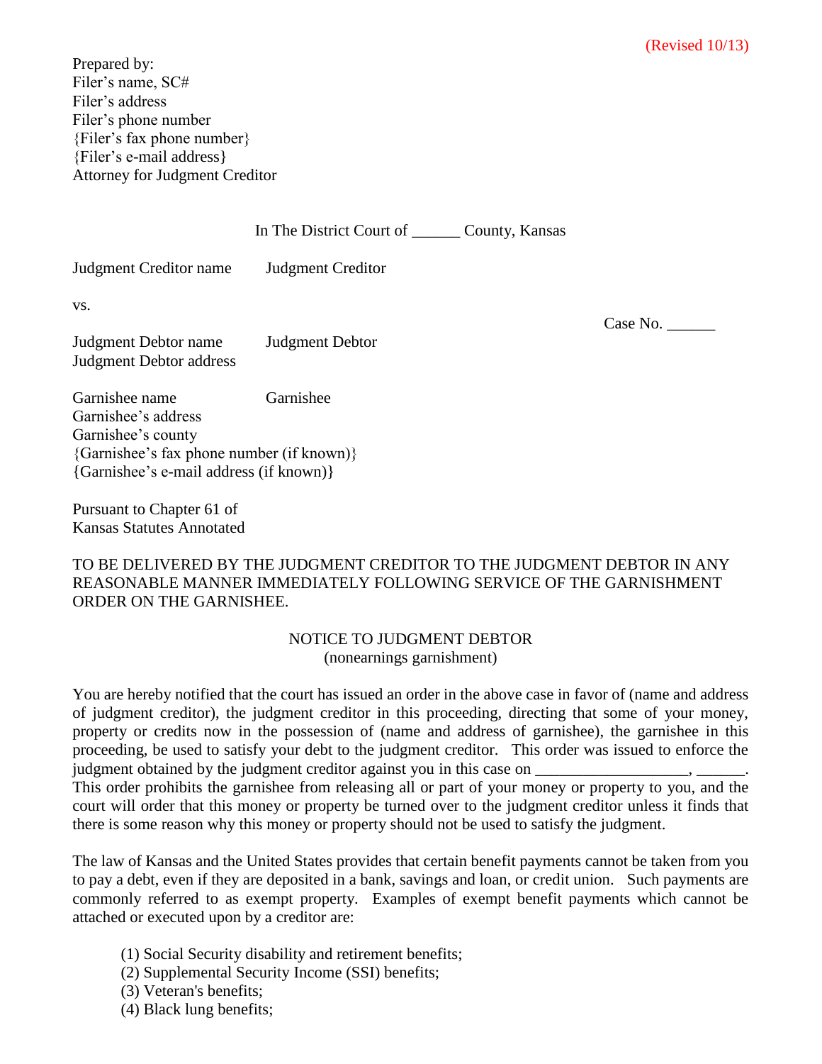(Revised 10/13)

Prepared by:
Filer's name, SC#
Filer's address
Filer's phone number
{Filer's fax phone number}
{Filer's e-mail address}
Attorney for Judgment Creditor

In The District Court of ______ County, Kansas

Judgment Creditor name    Judgment Creditor

vs.

Case No. ______

Judgment Debtor name    Judgment Debtor
Judgment Debtor address

Garnishee name    Garnishee
Garnishee's address
Garnishee's county
{Garnishee's fax phone number (if known)}
{Garnishee's e-mail address (if known)}

Pursuant to Chapter 61 of
Kansas Statutes Annotated

TO BE DELIVERED BY THE JUDGMENT CREDITOR TO THE JUDGMENT DEBTOR IN ANY REASONABLE MANNER IMMEDIATELY FOLLOWING SERVICE OF THE GARNISHMENT ORDER ON THE GARNISHEE.

NOTICE TO JUDGMENT DEBTOR
(nonearnings garnishment)

You are hereby notified that the court has issued an order in the above case in favor of (name and address of judgment creditor), the judgment creditor in this proceeding, directing that some of your money, property or credits now in the possession of (name and address of garnishee), the garnishee in this proceeding, be used to satisfy your debt to the judgment creditor. This order was issued to enforce the judgment obtained by the judgment creditor against you in this case on ___________________, ______. This order prohibits the garnishee from releasing all or part of your money or property to you, and the court will order that this money or property be turned over to the judgment creditor unless it finds that there is some reason why this money or property should not be used to satisfy the judgment.

The law of Kansas and the United States provides that certain benefit payments cannot be taken from you to pay a debt, even if they are deposited in a bank, savings and loan, or credit union. Such payments are commonly referred to as exempt property. Examples of exempt benefit payments which cannot be attached or executed upon by a creditor are:

(1) Social Security disability and retirement benefits;
(2) Supplemental Security Income (SSI) benefits;
(3) Veteran's benefits;
(4) Black lung benefits;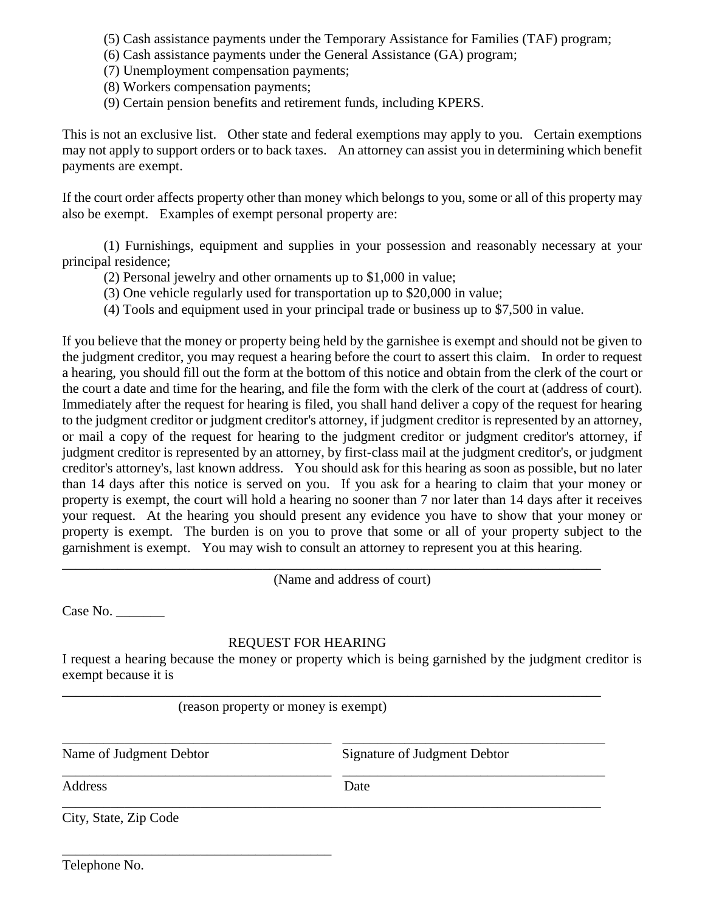(5) Cash assistance payments under the Temporary Assistance for Families (TAF) program;
(6) Cash assistance payments under the General Assistance (GA) program;
(7) Unemployment compensation payments;
(8) Workers compensation payments;
(9) Certain pension benefits and retirement funds, including KPERS.

This is not an exclusive list. Other state and federal exemptions may apply to you. Certain exemptions may not apply to support orders or to back taxes. An attorney can assist you in determining which benefit payments are exempt.

If the court order affects property other than money which belongs to you, some or all of this property may also be exempt. Examples of exempt personal property are:

(1) Furnishings, equipment and supplies in your possession and reasonably necessary at your principal residence;
(2) Personal jewelry and other ornaments up to $1,000 in value;
(3) One vehicle regularly used for transportation up to $20,000 in value;
(4) Tools and equipment used in your principal trade or business up to $7,500 in value.

If you believe that the money or property being held by the garnishee is exempt and should not be given to the judgment creditor, you may request a hearing before the court to assert this claim. In order to request a hearing, you should fill out the form at the bottom of this notice and obtain from the clerk of the court or the court a date and time for the hearing, and file the form with the clerk of the court at (address of court). Immediately after the request for hearing is filed, you shall hand deliver a copy of the request for hearing to the judgment creditor or judgment creditor's attorney, if judgment creditor is represented by an attorney, or mail a copy of the request for hearing to the judgment creditor or judgment creditor's attorney, if judgment creditor is represented by an attorney, by first-class mail at the judgment creditor's, or judgment creditor's attorney's, last known address. You should ask for this hearing as soon as possible, but no later than 14 days after this notice is served on you. If you ask for a hearing to claim that your money or property is exempt, the court will hold a hearing no sooner than 7 nor later than 14 days after it receives your request. At the hearing you should present any evidence you have to show that your money or property is exempt. The burden is on you to prove that some or all of your property subject to the garnishment is exempt. You may wish to consult an attorney to represent you at this hearing.

\_\_\_\_\_\_\_\_\_\_\_\_\_\_\_\_\_\_\_\_\_\_\_\_\_\_\_\_\_\_\_\_\_\_\_\_\_\_\_\_\_\_\_\_\_\_\_\_\_\_\_\_\_\_\_\_\_\_\_\_\_\_\_\_\_\_\_\_\_\_\_\_\_\_\_\_

(Name and address of court)

Case No. \_\_\_\_\_\_\_

REQUEST FOR HEARING

I request a hearing because the money or property which is being garnished by the judgment creditor is exempt because it is

\_\_\_\_\_\_\_\_\_\_\_\_\_\_\_\_\_\_\_\_\_\_\_\_\_\_\_\_\_\_\_\_\_\_\_\_\_\_\_\_\_\_\_\_\_\_\_\_\_\_\_\_\_\_\_\_\_\_\_\_\_\_\_\_\_\_\_\_\_\_\_\_\_\_\_\_

(reason property or money is exempt)

\_\_\_\_\_\_\_\_\_\_\_\_\_\_\_\_\_\_\_\_\_\_\_\_\_\_\_\_\_\_\_\_\_\_\_\_\_ \_\_\_\_\_\_\_\_\_\_\_\_\_\_\_\_\_\_\_\_\_\_\_\_\_\_\_\_\_\_\_\_\_\_\_\_\_

Name of Judgment Debtor Signature of Judgment Debtor

\_\_\_\_\_\_\_\_\_\_\_\_\_\_\_\_\_\_\_\_\_\_\_\_\_\_\_\_\_\_\_\_\_\_\_\_\_ \_\_\_\_\_\_\_\_\_\_\_\_\_\_\_\_\_\_\_\_\_\_\_\_\_\_\_\_\_\_\_\_\_\_\_\_\_

Address Date

\_\_\_\_\_\_\_\_\_\_\_\_\_\_\_\_\_\_\_\_\_\_\_\_\_\_\_\_\_\_\_\_\_\_\_\_\_\_\_\_\_\_\_\_\_\_\_\_\_\_\_\_\_\_\_\_\_\_\_\_\_\_\_\_\_\_\_\_\_\_\_\_\_\_\_\_

City, State, Zip Code

\_\_\_\_\_\_\_\_\_\_\_\_\_\_\_\_\_\_\_\_\_\_\_\_\_\_\_\_\_\_\_\_\_\_\_\_\_

Telephone No.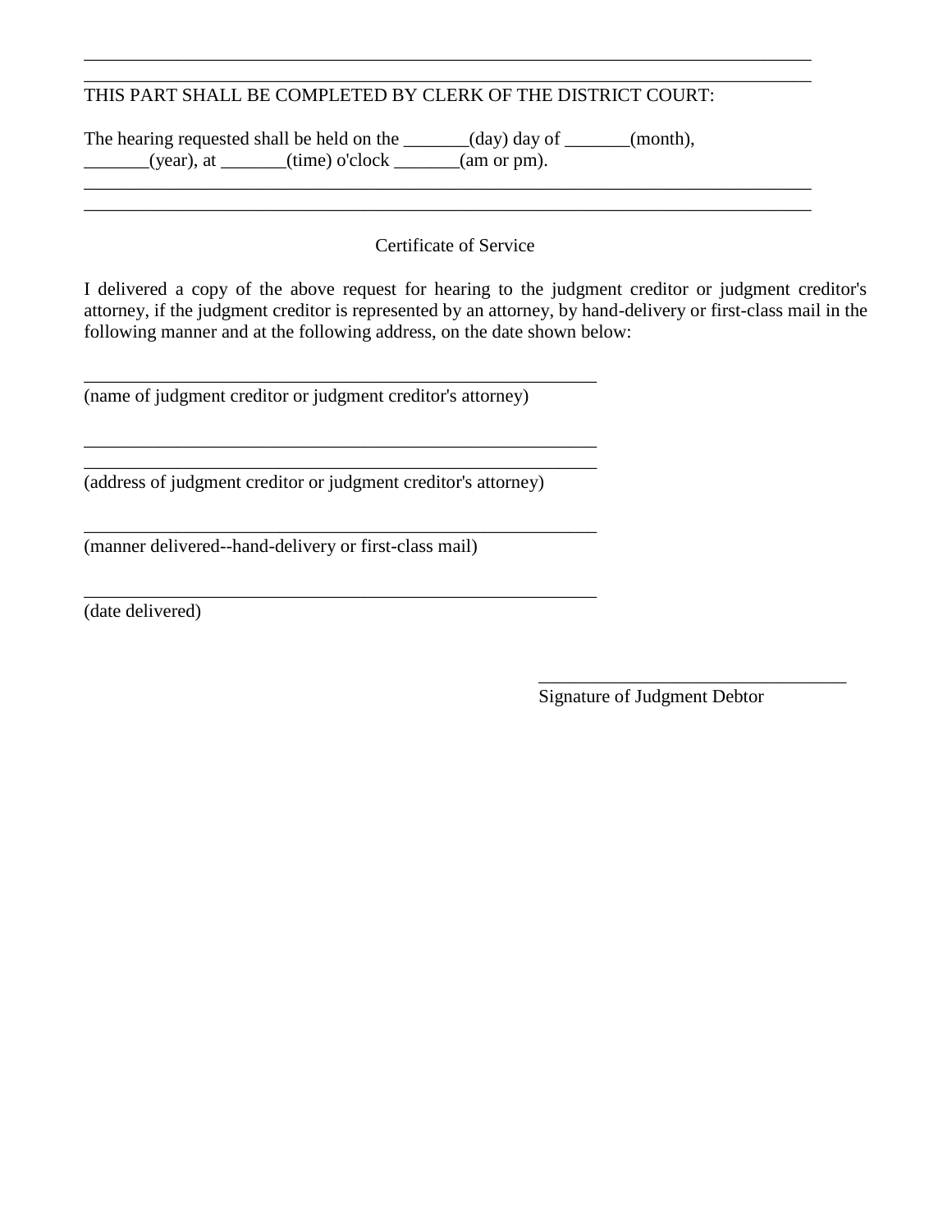\_\_\_\_\_\_\_\_\_\_\_\_\_\_\_\_\_\_\_\_\_\_\_\_\_\_\_\_\_\_\_\_\_\_\_\_\_\_\_\_\_\_\_\_\_\_\_\_\_\_\_\_\_\_\_\_\_\_\_\_\_\_\_\_\_\_\_\_\_\_\_\_\_\_\_\_

\_\_\_\_\_\_\_\_\_\_\_\_\_\_\_\_\_\_\_\_\_\_\_\_\_\_\_\_\_\_\_\_\_\_\_\_\_\_\_\_\_\_\_\_\_\_\_\_\_\_\_\_\_\_\_\_\_\_\_\_\_\_\_\_\_\_\_\_\_\_\_\_\_\_\_\_

THIS PART SHALL BE COMPLETED BY CLERK OF THE DISTRICT COURT:

The hearing requested shall be held on the _______(day) day of _______(month), _______(year), at _______(time) o'clock _______(am or pm).

\_\_\_\_\_\_\_\_\_\_\_\_\_\_\_\_\_\_\_\_\_\_\_\_\_\_\_\_\_\_\_\_\_\_\_\_\_\_\_\_\_\_\_\_\_\_\_\_\_\_\_\_\_\_\_\_\_\_\_\_\_\_\_\_\_\_\_\_\_\_\_\_\_\_\_\_

\_\_\_\_\_\_\_\_\_\_\_\_\_\_\_\_\_\_\_\_\_\_\_\_\_\_\_\_\_\_\_\_\_\_\_\_\_\_\_\_\_\_\_\_\_\_\_\_\_\_\_\_\_\_\_\_\_\_\_\_\_\_\_\_\_\_\_\_\_\_\_\_\_\_\_\_

## Certificate of Service

I delivered a copy of the above request for hearing to the judgment creditor or judgment creditor's attorney, if the judgment creditor is represented by an attorney, by hand-delivery or first-class mail in the following manner and at the following address, on the date shown below:

\_\_\_\_\_\_\_\_\_\_\_\_\_\_\_\_\_\_\_\_\_\_\_\_\_\_\_\_\_\_\_\_\_\_\_\_\_\_\_\_\_\_\_\_\_\_\_\_\_\_\_\_\_\_

(name of judgment creditor or judgment creditor's attorney)

\_\_\_\_\_\_\_\_\_\_\_\_\_\_\_\_\_\_\_\_\_\_\_\_\_\_\_\_\_\_\_\_\_\_\_\_\_\_\_\_\_\_\_\_\_\_\_\_\_\_\_\_\_\_

\_\_\_\_\_\_\_\_\_\_\_\_\_\_\_\_\_\_\_\_\_\_\_\_\_\_\_\_\_\_\_\_\_\_\_\_\_\_\_\_\_\_\_\_\_\_\_\_\_\_\_\_\_\_

(address of judgment creditor or judgment creditor's attorney)

\_\_\_\_\_\_\_\_\_\_\_\_\_\_\_\_\_\_\_\_\_\_\_\_\_\_\_\_\_\_\_\_\_\_\_\_\_\_\_\_\_\_\_\_\_\_\_\_\_\_\_\_\_\_

(manner delivered--hand-delivery or first-class mail)

\_\_\_\_\_\_\_\_\_\_\_\_\_\_\_\_\_\_\_\_\_\_\_\_\_\_\_\_\_\_\_\_\_\_\_\_\_\_\_\_\_\_\_\_\_\_\_\_\_\_\_\_\_\_

(date delivered)

\_\_\_\_\_\_\_\_\_\_\_\_\_\_\_\_\_\_\_\_\_\_\_\_\_\_\_\_\_\_\_\_\_\_

Signature of Judgment Debtor